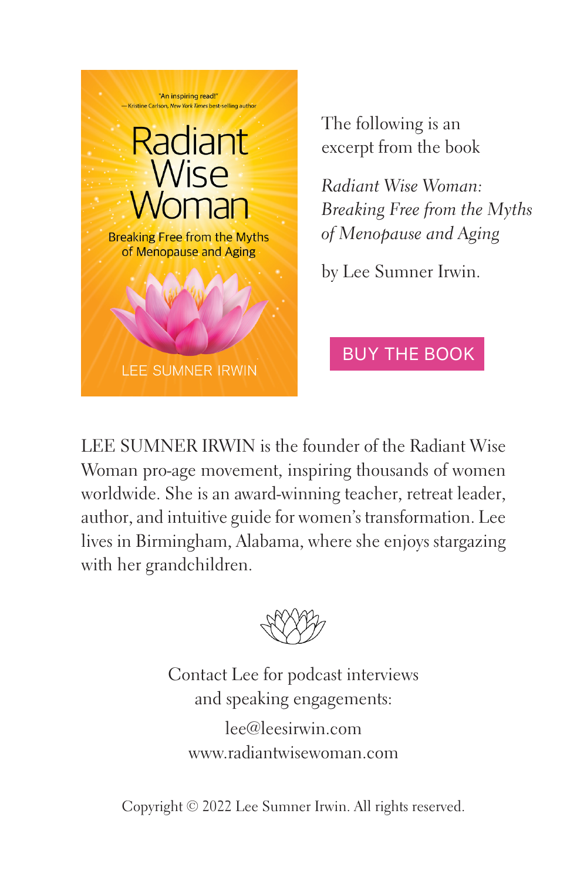The following is an excerpt from the book

*Radiant Wise Woman: Breaking Free from the Myths of Menopause and Aging*

by Lee Sumner Irwin.

BUY THE BOOK

LEE SUMNER IRWIN is the founder of the Radiant Wise Woman pro-age movement, inspiring thousands of women worldwide. She is an award-winning teacher, retreat leader, author, and intuitive guide for women's transformation. Lee lives in Birmingham, Alabama, where she enjoys stargazing with her grandchildren.

Contact Lee for podcast interviews and speaking engagements:

lee@leesirwin.com
www.radiantwisewoman.com

Copyright © 2022 Lee Sumner Irwin. All rights reserved.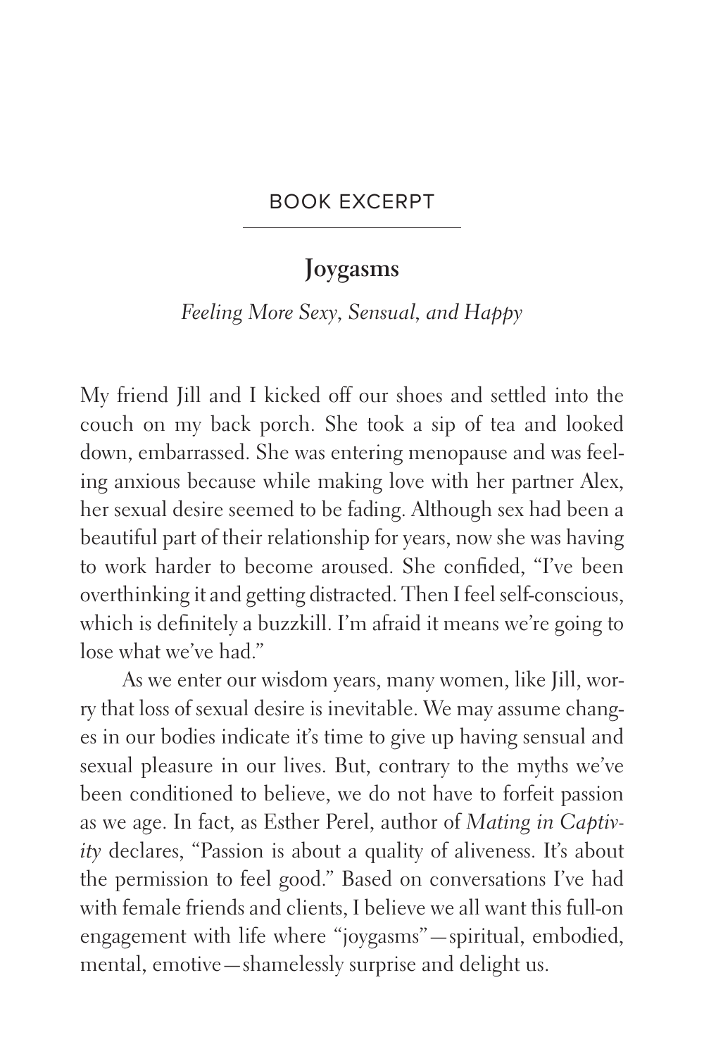BOOK EXCERPT

## Joygasms

*Feeling More Sexy, Sensual, and Happy*

My friend Jill and I kicked off our shoes and settled into the couch on my back porch. She took a sip of tea and looked down, embarrassed. She was entering menopause and was feeling anxious because while making love with her partner Alex, her sexual desire seemed to be fading. Although sex had been a beautiful part of their relationship for years, now she was having to work harder to become aroused. She confided, "I've been overthinking it and getting distracted. Then I feel self-conscious, which is definitely a buzzkill. I'm afraid it means we're going to lose what we've had."

As we enter our wisdom years, many women, like Jill, worry that loss of sexual desire is inevitable. We may assume changes in our bodies indicate it's time to give up having sensual and sexual pleasure in our lives. But, contrary to the myths we've been conditioned to believe, we do not have to forfeit passion as we age. In fact, as Esther Perel, author of *Mating in Captivity* declares, "Passion is about a quality of aliveness. It's about the permission to feel good." Based on conversations I've had with female friends and clients, I believe we all want this full-on engagement with life where "joygasms"—spiritual, embodied, mental, emotive—shamelessly surprise and delight us.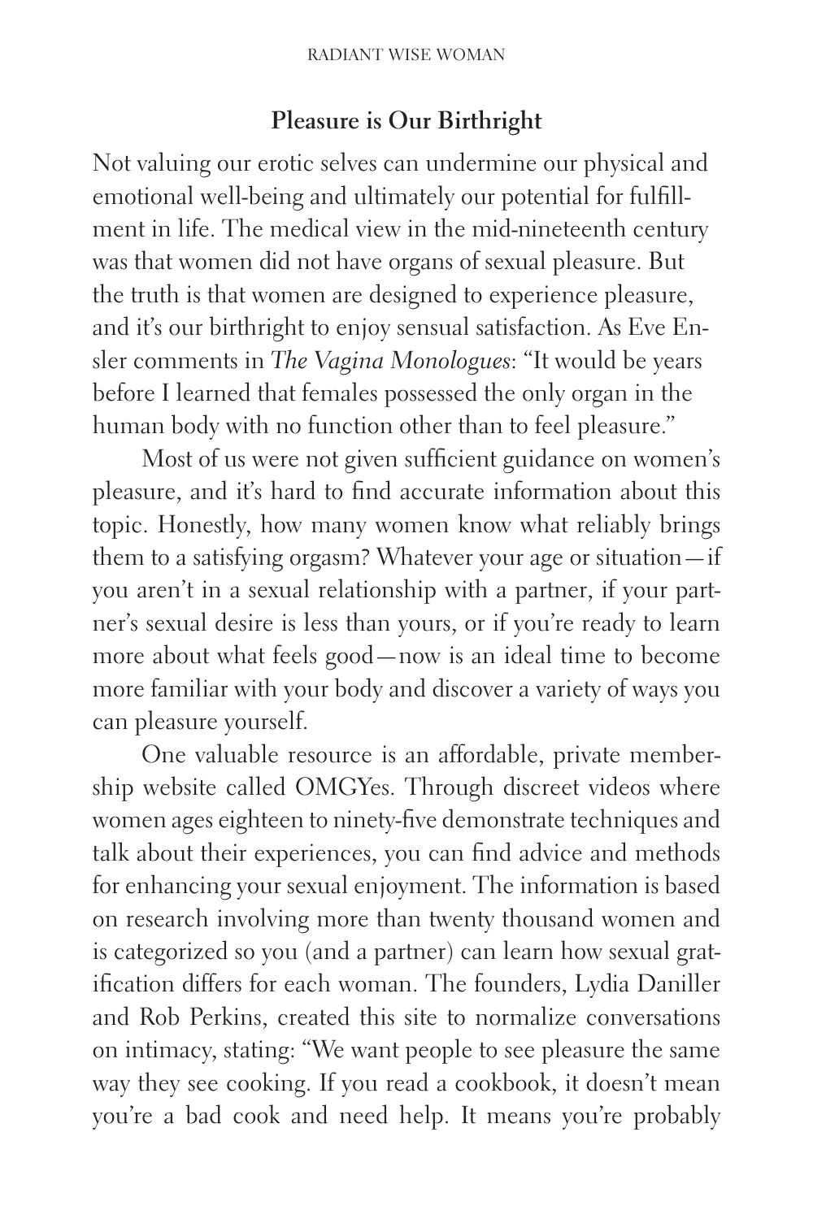## Pleasure is Our Birthright

Not valuing our erotic selves can undermine our physical and emotional well-being and ultimately our potential for fulfillment in life. The medical view in the mid-nineteenth century was that women did not have organs of sexual pleasure. But the truth is that women are designed to experience pleasure, and it's our birthright to enjoy sensual satisfaction. As Eve Ensler comments in *The Vagina Monologues*: "It would be years before I learned that females possessed the only organ in the human body with no function other than to feel pleasure."

Most of us were not given sufficient guidance on women's pleasure, and it's hard to find accurate information about this topic. Honestly, how many women know what reliably brings them to a satisfying orgasm? Whatever your age or situation—if you aren't in a sexual relationship with a partner, if your partner's sexual desire is less than yours, or if you're ready to learn more about what feels good—now is an ideal time to become more familiar with your body and discover a variety of ways you can pleasure yourself.

One valuable resource is an affordable, private membership website called OMGYes. Through discreet videos where women ages eighteen to ninety-five demonstrate techniques and talk about their experiences, you can find advice and methods for enhancing your sexual enjoyment. The information is based on research involving more than twenty thousand women and is categorized so you (and a partner) can learn how sexual gratification differs for each woman. The founders, Lydia Daniller and Rob Perkins, created this site to normalize conversations on intimacy, stating: "We want people to see pleasure the same way they see cooking. If you read a cookbook, it doesn't mean you're a bad cook and need help. It means you're probably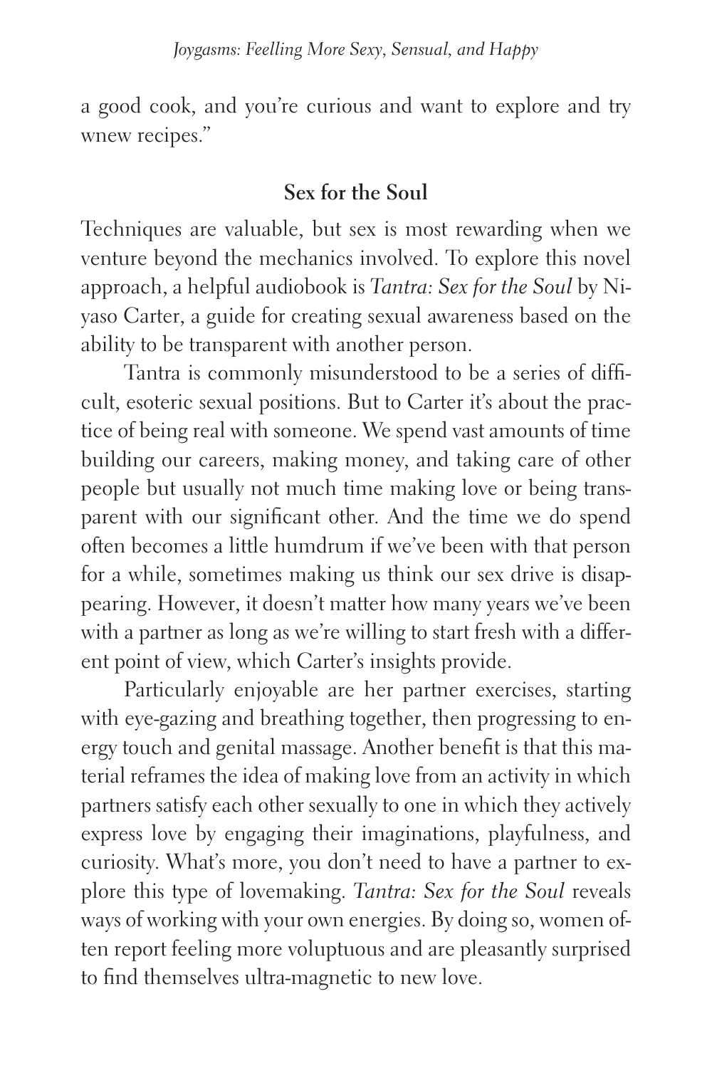a good cook, and you're curious and want to explore and try wnew recipes."

## Sex for the Soul

Techniques are valuable, but sex is most rewarding when we venture beyond the mechanics involved. To explore this novel approach, a helpful audiobook is *Tantra: Sex for the Soul* by Niyaso Carter, a guide for creating sexual awareness based on the ability to be transparent with another person.

Tantra is commonly misunderstood to be a series of difficult, esoteric sexual positions. But to Carter it's about the practice of being real with someone. We spend vast amounts of time building our careers, making money, and taking care of other people but usually not much time making love or being transparent with our significant other. And the time we do spend often becomes a little humdrum if we've been with that person for a while, sometimes making us think our sex drive is disappearing. However, it doesn't matter how many years we've been with a partner as long as we're willing to start fresh with a different point of view, which Carter's insights provide.

Particularly enjoyable are her partner exercises, starting with eye-gazing and breathing together, then progressing to energy touch and genital massage. Another benefit is that this material reframes the idea of making love from an activity in which partners satisfy each other sexually to one in which they actively express love by engaging their imaginations, playfulness, and curiosity. What's more, you don't need to have a partner to explore this type of lovemaking. *Tantra: Sex for the Soul* reveals ways of working with your own energies. By doing so, women often report feeling more voluptuous and are pleasantly surprised to find themselves ultra-magnetic to new love.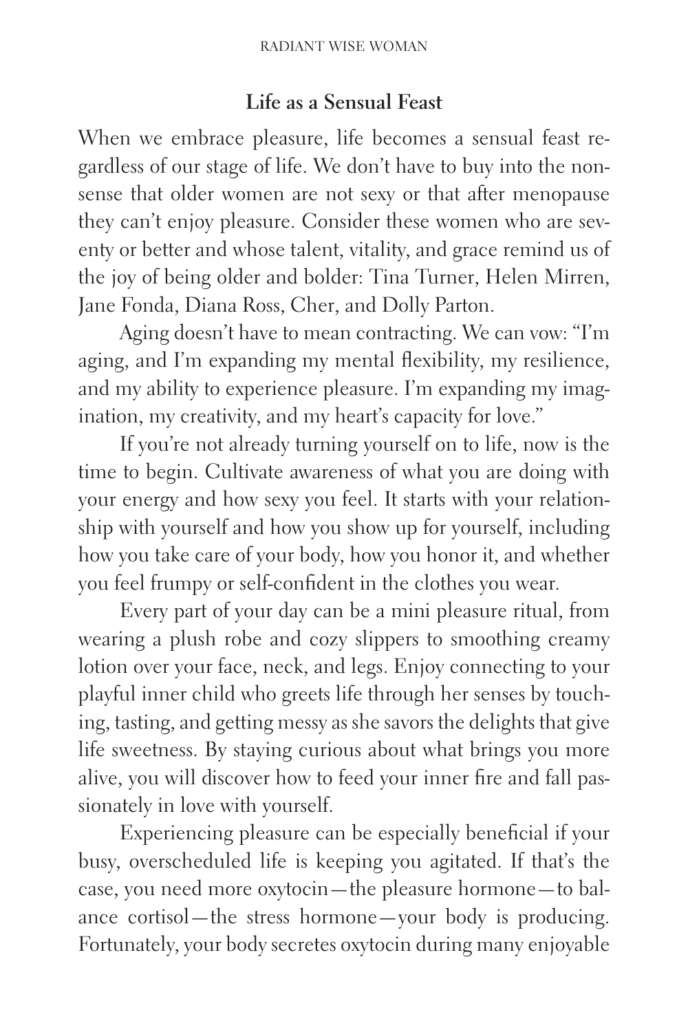## Life as a Sensual Feast

When we embrace pleasure, life becomes a sensual feast regardless of our stage of life. We don't have to buy into the nonsense that older women are not sexy or that after menopause they can't enjoy pleasure. Consider these women who are seventy or better and whose talent, vitality, and grace remind us of the joy of being older and bolder: Tina Turner, Helen Mirren, Jane Fonda, Diana Ross, Cher, and Dolly Parton.

Aging doesn't have to mean contracting. We can vow: "I'm aging, and I'm expanding my mental flexibility, my resilience, and my ability to experience pleasure. I'm expanding my imagination, my creativity, and my heart's capacity for love."

If you're not already turning yourself on to life, now is the time to begin. Cultivate awareness of what you are doing with your energy and how sexy you feel. It starts with your relationship with yourself and how you show up for yourself, including how you take care of your body, how you honor it, and whether you feel frumpy or self-confident in the clothes you wear.

Every part of your day can be a mini pleasure ritual, from wearing a plush robe and cozy slippers to smoothing creamy lotion over your face, neck, and legs. Enjoy connecting to your playful inner child who greets life through her senses by touching, tasting, and getting messy as she savors the delights that give life sweetness. By staying curious about what brings you more alive, you will discover how to feed your inner fire and fall passionately in love with yourself.

Experiencing pleasure can be especially beneficial if your busy, overscheduled life is keeping you agitated. If that's the case, you need more oxytocin—the pleasure hormone—to balance cortisol—the stress hormone—your body is producing. Fortunately, your body secretes oxytocin during many enjoyable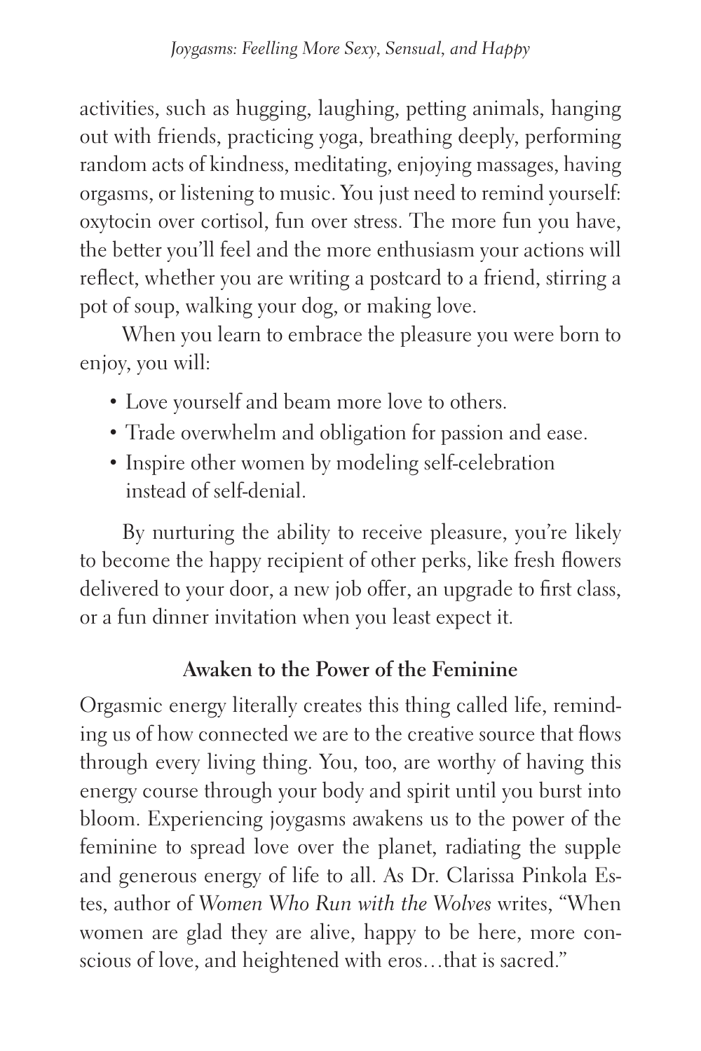activities, such as hugging, laughing, petting animals, hanging out with friends, practicing yoga, breathing deeply, performing random acts of kindness, meditating, enjoying massages, having orgasms, or listening to music. You just need to remind yourself: oxytocin over cortisol, fun over stress. The more fun you have, the better you'll feel and the more enthusiasm your actions will reflect, whether you are writing a postcard to a friend, stirring a pot of soup, walking your dog, or making love.

When you learn to embrace the pleasure you were born to enjoy, you will:

- Love yourself and beam more love to others.
- Trade overwhelm and obligation for passion and ease.
- Inspire other women by modeling self-celebration instead of self-denial.

By nurturing the ability to receive pleasure, you're likely to become the happy recipient of other perks, like fresh flowers delivered to your door, a new job offer, an upgrade to first class, or a fun dinner invitation when you least expect it.

### Awaken to the Power of the Feminine

Orgasmic energy literally creates this thing called life, reminding us of how connected we are to the creative source that flows through every living thing. You, too, are worthy of having this energy course through your body and spirit until you burst into bloom. Experiencing joygasms awakens us to the power of the feminine to spread love over the planet, radiating the supple and generous energy of life to all. As Dr. Clarissa Pinkola Estes, author of *Women Who Run with the Wolves* writes, "When women are glad they are alive, happy to be here, more conscious of love, and heightened with eros…that is sacred."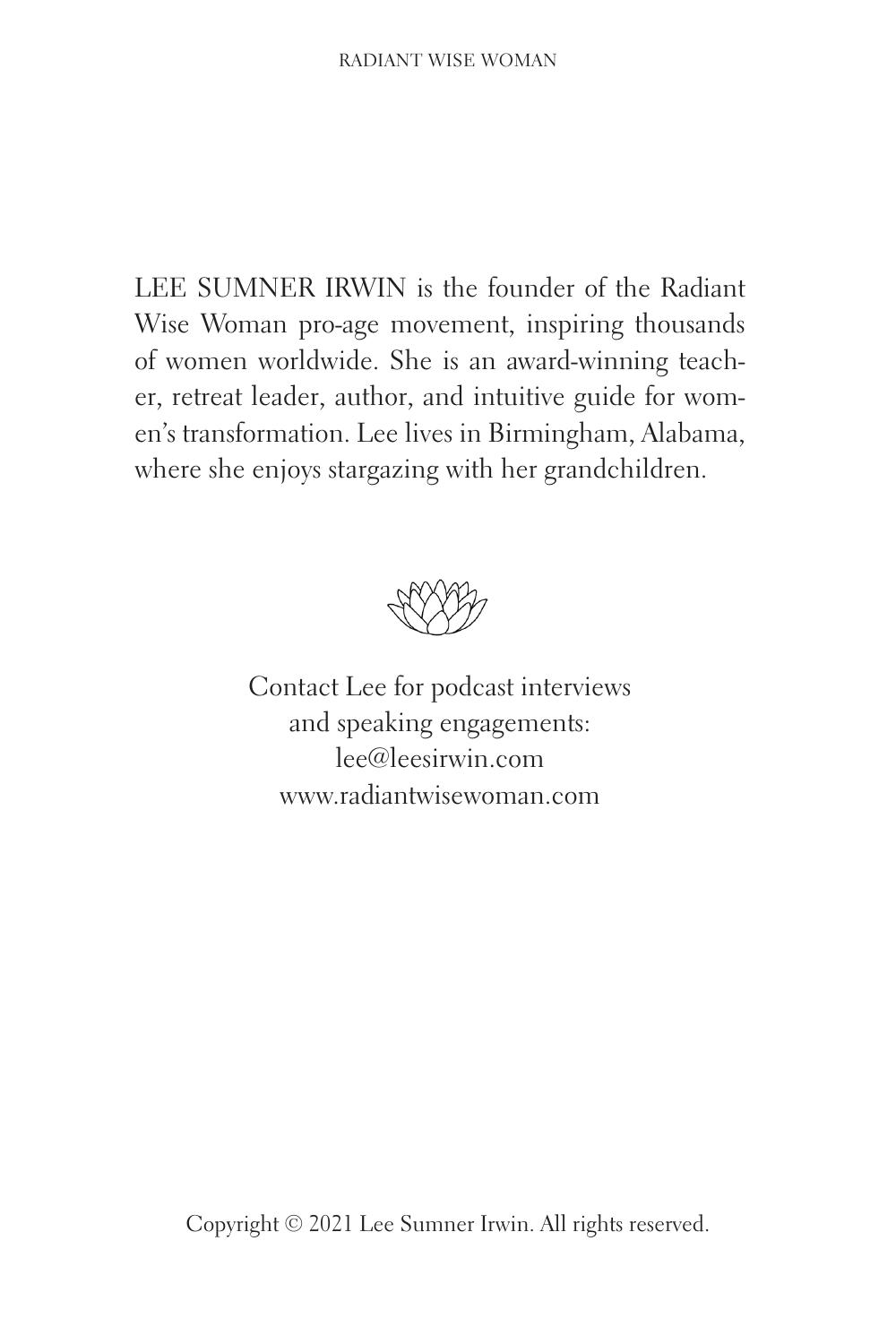LEE SUMNER IRWIN is the founder of the Radiant Wise Woman pro-age movement, inspiring thousands of women worldwide. She is an award-winning teacher, retreat leader, author, and intuitive guide for women's transformation. Lee lives in Birmingham, Alabama, where she enjoys stargazing with her grandchildren.

Contact Lee for podcast interviews
and speaking engagements:
lee@leesirwin.com
www.radiantwisewoman.com

Copyright © 2021 Lee Sumner Irwin. All rights reserved.